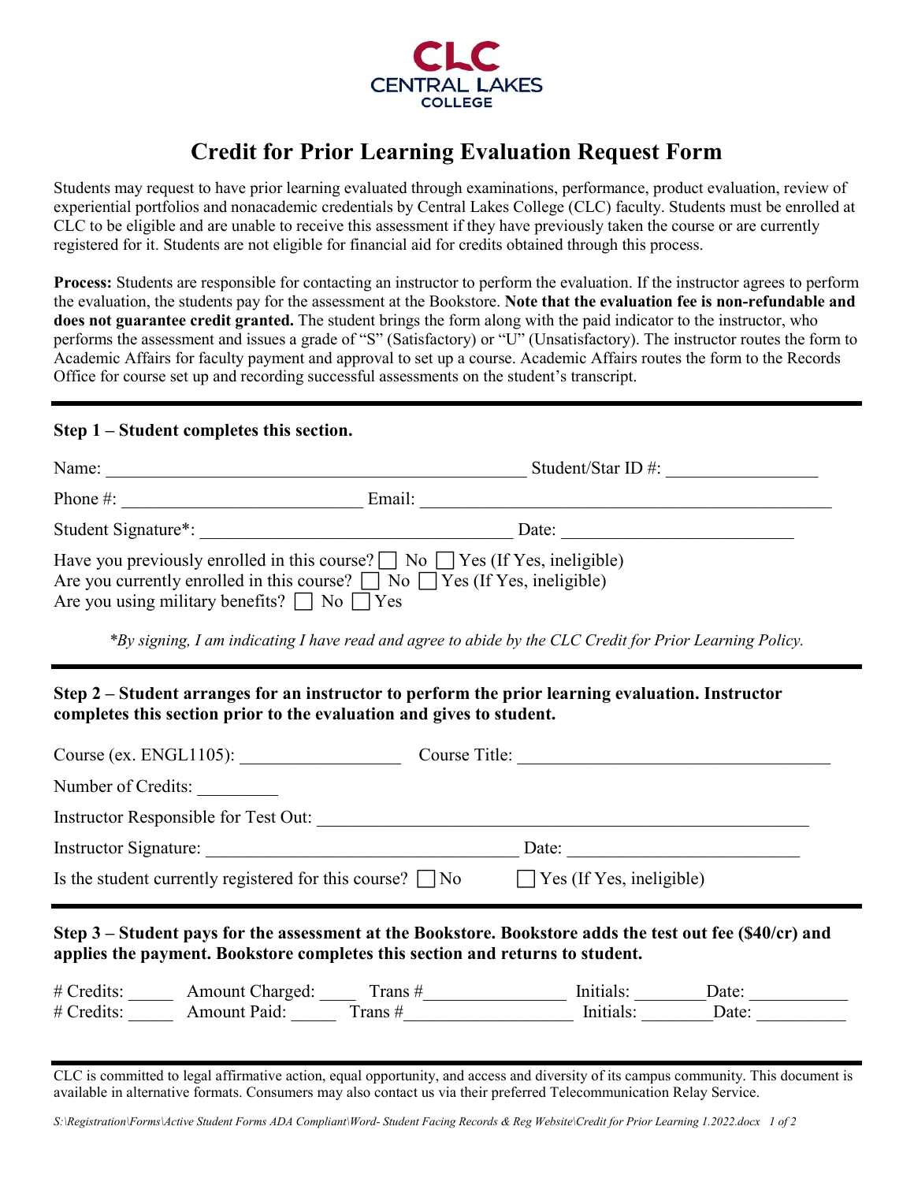CLC
CENTRAL LAKES
COLLEGE

# Credit for Prior Learning Evaluation Request Form

Students may request to have prior learning evaluated through examinations, performance, product evaluation, review of experiential portfolios and nonacademic credentials by Central Lakes College (CLC) faculty. Students must be enrolled at CLC to be eligible and are unable to receive this assessment if they have previously taken the course or are currently registered for it. Students are not eligible for financial aid for credits obtained through this process.

**Process:** Students are responsible for contacting an instructor to perform the evaluation. If the instructor agrees to perform the evaluation, the students pay for the assessment at the Bookstore. **Note that the evaluation fee is non-refundable and does not guarantee credit granted.** The student brings the form along with the paid indicator to the instructor, who performs the assessment and issues a grade of "S" (Satisfactory) or "U" (Unsatisfactory). The instructor routes the form to Academic Affairs for faculty payment and approval to set up a course. Academic Affairs routes the form to the Records Office for course set up and recording successful assessments on the student's transcript.

---

**Step 1 – Student completes this section.**

Name: ______________________________ Student/Star ID #: ________________

Phone #: ______________________ Email: ______________________________

Student Signature*: ______________________________ Date: ______________________

Have you previously enrolled in this course? ☐ No ☐ Yes (If Yes, ineligible)
Are you currently enrolled in this course? ☐ No ☐ Yes (If Yes, ineligible)
Are you using military benefits? ☐ No ☐ Yes

*\*By signing, I am indicating I have read and agree to abide by the CLC Credit for Prior Learning Policy.*

---

**Step 2 – Student arranges for an instructor to perform the prior learning evaluation. Instructor completes this section prior to the evaluation and gives to student.**

Course (ex. ENGL1105): ________________ Course Title: ______________________________

Number of Credits: _________

Instructor Responsible for Test Out: ______________________________________________

Instructor Signature: ______________________________ Date: ______________________

Is the student currently registered for this course? ☐ No ☐ Yes (If Yes, ineligible)

---

**Step 3 – Student pays for the assessment at the Bookstore. Bookstore adds the test out fee ($40/cr) and applies the payment. Bookstore completes this section and returns to student.**

\# Credits: _____ Amount Charged: ____ Trans #______________ Initials: _______ Date: __________
\# Credits: _____ Amount Paid: _____ Trans #________________ Initials: _______ Date: __________

---

CLC is committed to legal affirmative action, equal opportunity, and access and diversity of its campus community. This document is available in alternative formats. Consumers may also contact us via their preferred Telecommunication Relay Service.

*S:\Registration\Forms\Active Student Forms ADA Compliant\Word- Student Facing Records & Reg Website\Credit for Prior Learning 1.2022.docx*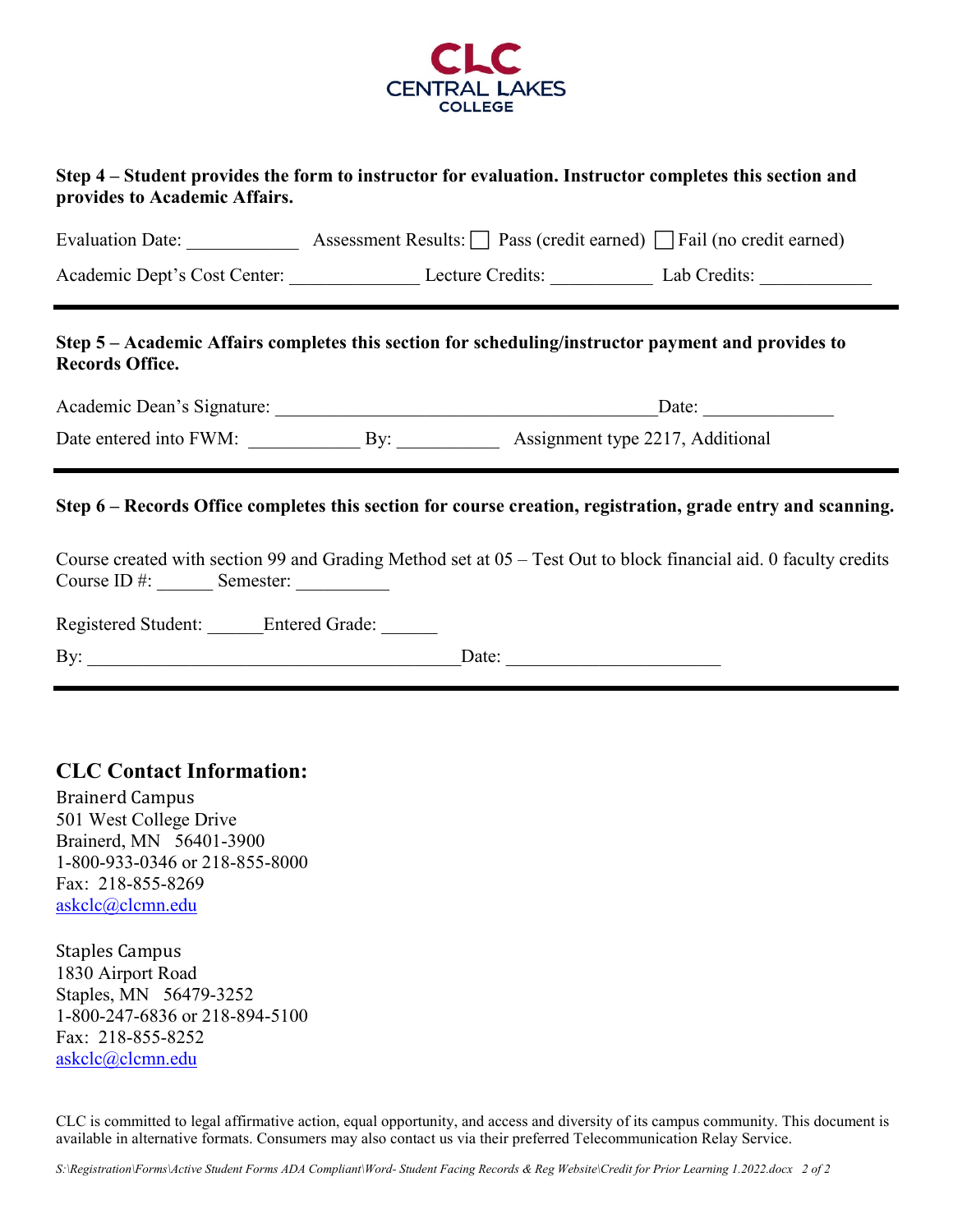**Step 4 – Student provides the form to instructor for evaluation. Instructor completes this section and provides to Academic Affairs.**

Evaluation Date: ____________ Assessment Results: ☐ Pass (credit earned) ☐ Fail (no credit earned)

Academic Dept's Cost Center: ______________ Lecture Credits: ___________ Lab Credits: ____________

---

**Step 5 – Academic Affairs completes this section for scheduling/instructor payment and provides to Records Office.**

Academic Dean's Signature: __________________________________________ Date: ______________

Date entered into FWM: ____________ By: ___________ Assignment type 2217, Additional

---

**Step 6 – Records Office completes this section for course creation, registration, grade entry and scanning.**

Course created with section 99 and Grading Method set at 05 – Test Out to block financial aid. 0 faculty credits
Course ID #: ______ Semester: __________

Registered Student: ______ Entered Grade: ______

By: __________________________________________ Date: _______________________

---

## CLC Contact Information:

Brainerd Campus
501 West College Drive
Brainerd, MN 56401-3900
1-800-933-0346 or 218-855-8000
Fax: 218-855-8269
askclc@clcmn.edu

Staples Campus
1830 Airport Road
Staples, MN 56479-3252
1-800-247-6836 or 218-894-5100
Fax: 218-855-8252
askclc@clcmn.edu

CLC is committed to legal affirmative action, equal opportunity, and access and diversity of its campus community. This document is available in alternative formats. Consumers may also contact us via their preferred Telecommunication Relay Service.

*S:\Registration\Forms\Active Student Forms ADA Compliant\Word- Student Facing Records & Reg Website\Credit for Prior Learning 1.2022.docx*